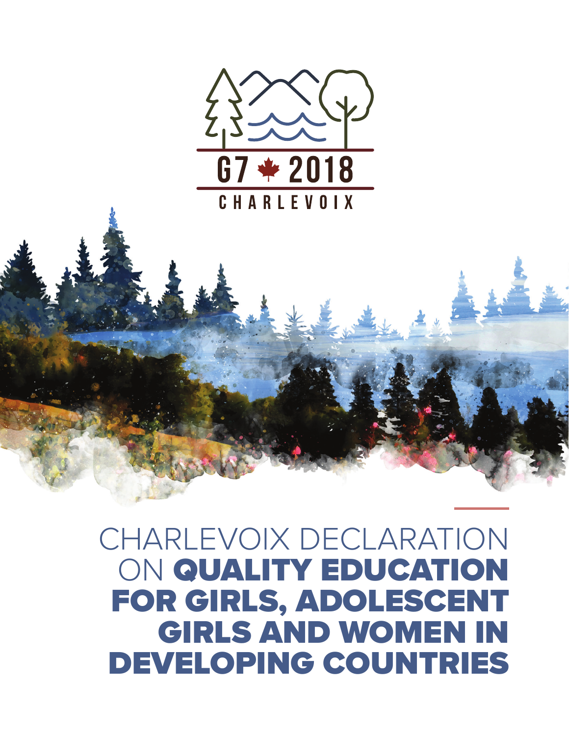G7 2018

CHARLEVOIX

# CHARLEVOIX DECLARATION ON QUALITY EDUCATION FOR GIRLS, ADOLESCENT GIRLS AND WOMEN IN DEVELOPING COUNTRIES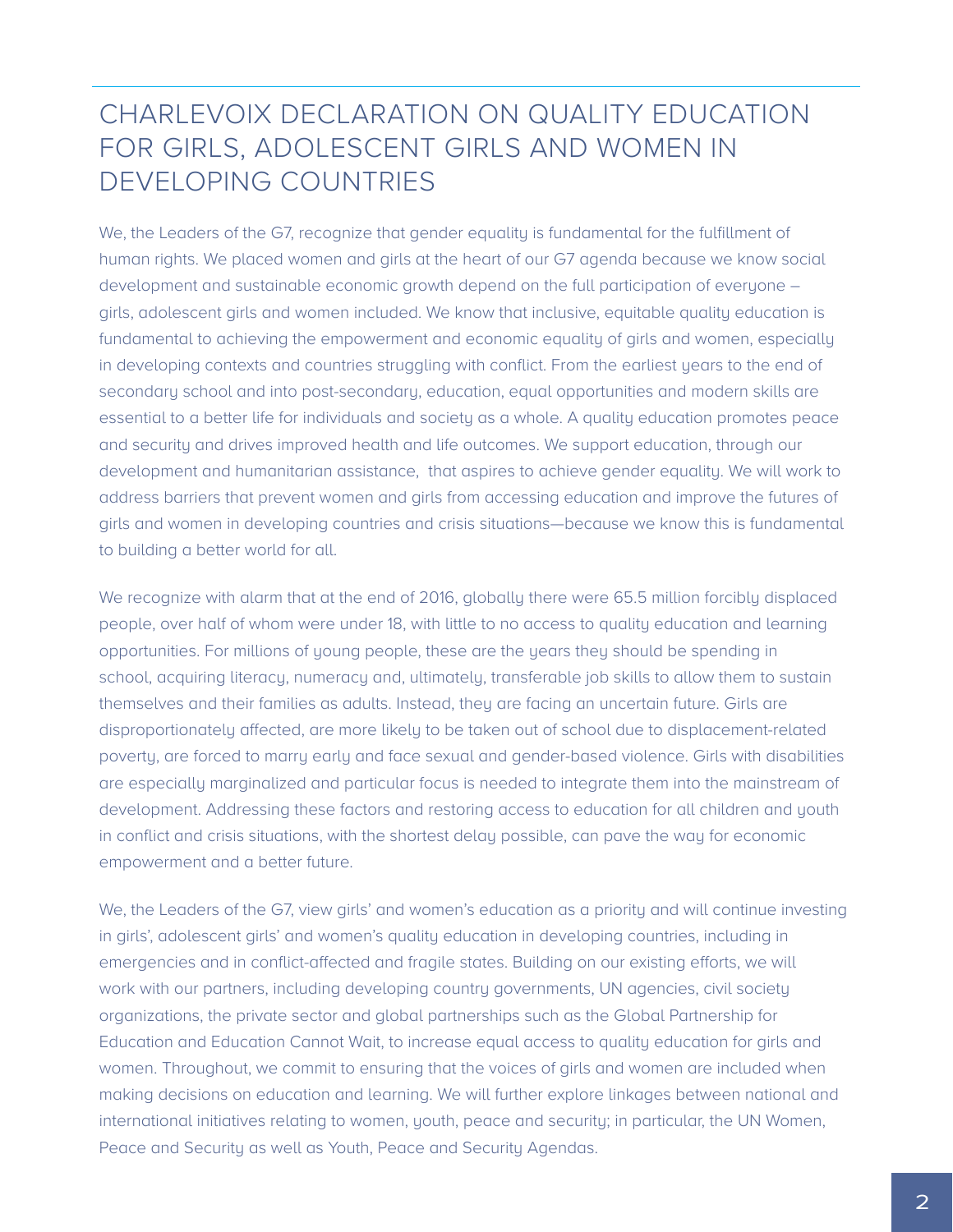# CHARLEVOIX DECLARATION ON QUALITY EDUCATION FOR GIRLS, ADOLESCENT GIRLS AND WOMEN IN DEVELOPING COUNTRIES

We, the Leaders of the G7, recognize that gender equality is fundamental for the fulfillment of human rights. We placed women and girls at the heart of our G7 agenda because we know social development and sustainable economic growth depend on the full participation of everyone – girls, adolescent girls and women included. We know that inclusive, equitable quality education is fundamental to achieving the empowerment and economic equality of girls and women, especially in developing contexts and countries struggling with conflict. From the earliest years to the end of secondary school and into post-secondary, education, equal opportunities and modern skills are essential to a better life for individuals and society as a whole. A quality education promotes peace and security and drives improved health and life outcomes. We support education, through our development and humanitarian assistance, that aspires to achieve gender equality. We will work to address barriers that prevent women and girls from accessing education and improve the futures of girls and women in developing countries and crisis situations—because we know this is fundamental to building a better world for all.

We recognize with alarm that at the end of 2016, globally there were 65.5 million forcibly displaced people, over half of whom were under 18, with little to no access to quality education and learning opportunities. For millions of young people, these are the years they should be spending in school, acquiring literacy, numeracy and, ultimately, transferable job skills to allow them to sustain themselves and their families as adults. Instead, they are facing an uncertain future. Girls are disproportionately affected, are more likely to be taken out of school due to displacement-related poverty, are forced to marry early and face sexual and gender-based violence. Girls with disabilities are especially marginalized and particular focus is needed to integrate them into the mainstream of development. Addressing these factors and restoring access to education for all children and youth in conflict and crisis situations, with the shortest delay possible, can pave the way for economic empowerment and a better future.

We, the Leaders of the G7, view girls' and women's education as a priority and will continue investing in girls', adolescent girls' and women's quality education in developing countries, including in emergencies and in conflict-affected and fragile states. Building on our existing efforts, we will work with our partners, including developing country governments, UN agencies, civil society organizations, the private sector and global partnerships such as the Global Partnership for Education and Education Cannot Wait, to increase equal access to quality education for girls and women. Throughout, we commit to ensuring that the voices of girls and women are included when making decisions on education and learning. We will further explore linkages between national and international initiatives relating to women, youth, peace and security; in particular, the UN Women, Peace and Security as well as Youth, Peace and Security Agendas.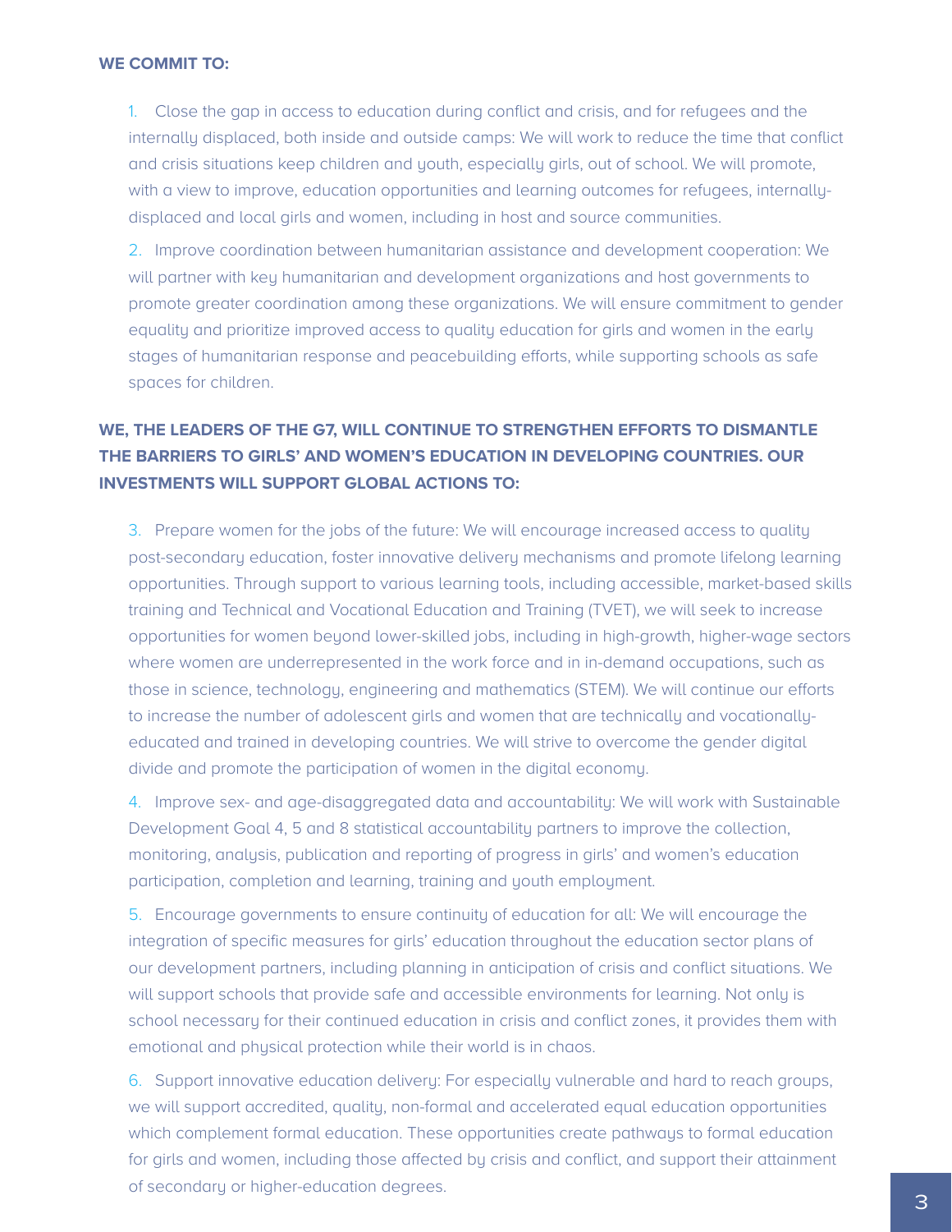**WE COMMIT TO:**

1. Close the gap in access to education during conflict and crisis, and for refugees and the internally displaced, both inside and outside camps: We will work to reduce the time that conflict and crisis situations keep children and youth, especially girls, out of school. We will promote, with a view to improve, education opportunities and learning outcomes for refugees, internally-displaced and local girls and women, including in host and source communities.

2. Improve coordination between humanitarian assistance and development cooperation: We will partner with key humanitarian and development organizations and host governments to promote greater coordination among these organizations. We will ensure commitment to gender equality and prioritize improved access to quality education for girls and women in the early stages of humanitarian response and peacebuilding efforts, while supporting schools as safe spaces for children.

**WE, THE LEADERS OF THE G7, WILL CONTINUE TO STRENGTHEN EFFORTS TO DISMANTLE THE BARRIERS TO GIRLS' AND WOMEN'S EDUCATION IN DEVELOPING COUNTRIES. OUR INVESTMENTS WILL SUPPORT GLOBAL ACTIONS TO:**

3. Prepare women for the jobs of the future: We will encourage increased access to quality post-secondary education, foster innovative delivery mechanisms and promote lifelong learning opportunities. Through support to various learning tools, including accessible, market-based skills training and Technical and Vocational Education and Training (TVET), we will seek to increase opportunities for women beyond lower-skilled jobs, including in high-growth, higher-wage sectors where women are underrepresented in the work force and in in-demand occupations, such as those in science, technology, engineering and mathematics (STEM). We will continue our efforts to increase the number of adolescent girls and women that are technically and vocationally-educated and trained in developing countries. We will strive to overcome the gender digital divide and promote the participation of women in the digital economy.

4. Improve sex- and age-disaggregated data and accountability: We will work with Sustainable Development Goal 4, 5 and 8 statistical accountability partners to improve the collection, monitoring, analysis, publication and reporting of progress in girls' and women's education participation, completion and learning, training and youth employment.

5. Encourage governments to ensure continuity of education for all: We will encourage the integration of specific measures for girls' education throughout the education sector plans of our development partners, including planning in anticipation of crisis and conflict situations. We will support schools that provide safe and accessible environments for learning. Not only is school necessary for their continued education in crisis and conflict zones, it provides them with emotional and physical protection while their world is in chaos.

6. Support innovative education delivery: For especially vulnerable and hard to reach groups, we will support accredited, quality, non-formal and accelerated equal education opportunities which complement formal education. These opportunities create pathways to formal education for girls and women, including those affected by crisis and conflict, and support their attainment of secondary or higher-education degrees.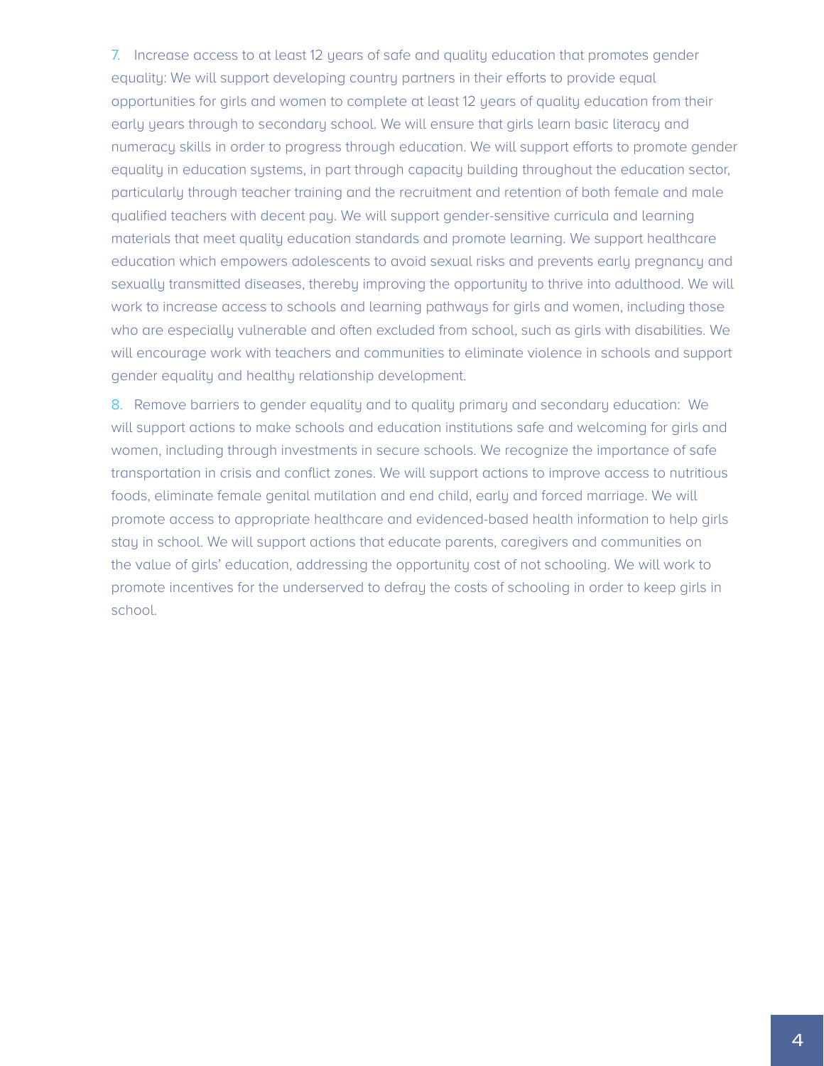7. Increase access to at least 12 years of safe and quality education that promotes gender equality: We will support developing country partners in their efforts to provide equal opportunities for girls and women to complete at least 12 years of quality education from their early years through to secondary school. We will ensure that girls learn basic literacy and numeracy skills in order to progress through education. We will support efforts to promote gender equality in education systems, in part through capacity building throughout the education sector, particularly through teacher training and the recruitment and retention of both female and male qualified teachers with decent pay. We will support gender-sensitive curricula and learning materials that meet quality education standards and promote learning. We support healthcare education which empowers adolescents to avoid sexual risks and prevents early pregnancy and sexually transmitted diseases, thereby improving the opportunity to thrive into adulthood. We will work to increase access to schools and learning pathways for girls and women, including those who are especially vulnerable and often excluded from school, such as girls with disabilities. We will encourage work with teachers and communities to eliminate violence in schools and support gender equality and healthy relationship development.

8. Remove barriers to gender equality and to quality primary and secondary education: We will support actions to make schools and education institutions safe and welcoming for girls and women, including through investments in secure schools. We recognize the importance of safe transportation in crisis and conflict zones. We will support actions to improve access to nutritious foods, eliminate female genital mutilation and end child, early and forced marriage. We will promote access to appropriate healthcare and evidenced-based health information to help girls stay in school. We will support actions that educate parents, caregivers and communities on the value of girls' education, addressing the opportunity cost of not schooling. We will work to promote incentives for the underserved to defray the costs of schooling in order to keep girls in school.